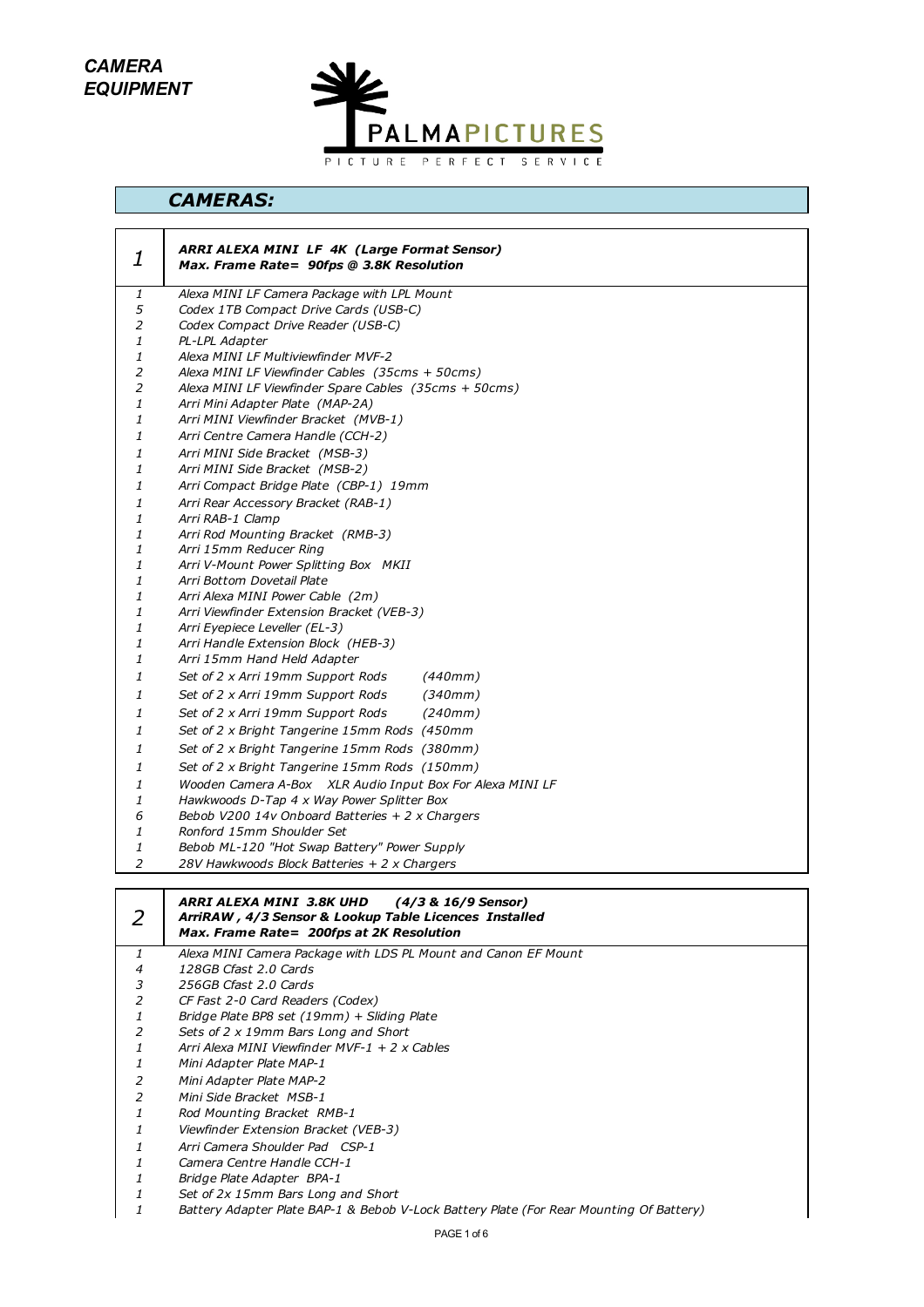***CAMERA EQUIPMENT***

PALMAPICTURES

PICTURE PERFECT SERVICE

## *CAMERAS:*

| 1 | ***ARRI ALEXA MINI LF 4K (Large Format Sensor)*** ***Max. Frame Rate= 90fps @ 3.8K Resolution*** |
|---|---|
| 1 | *Alexa MINI LF Camera Package with LPL Mount* |
| 5 | *Codex 1TB Compact Drive Cards (USB-C)* |
| 2 | *Codex Compact Drive Reader (USB-C)* |
| 1 | *PL-LPL Adapter* |
| 1 | *Alexa MINI LF Multiviewfinder MVF-2* |
| 2 | *Alexa MINI LF Viewfinder Cables (35cms + 50cms)* |
| 2 | *Alexa MINI LF Viewfinder Spare Cables (35cms + 50cms)* |
| 1 | *Arri Mini Adapter Plate (MAP-2A)* |
| 1 | *Arri MINI Viewfinder Bracket (MVB-1)* |
| 1 | *Arri Centre Camera Handle (CCH-2)* |
| 1 | *Arri MINI Side Bracket (MSB-3)* |
| 1 | *Arri MINI Side Bracket (MSB-2)* |
| 1 | *Arri Compact Bridge Plate (CBP-1) 19mm* |
| 1 | *Arri Rear Accessory Bracket (RAB-1)* |
| 1 | *Arri RAB-1 Clamp* |
| 1 | *Arri Rod Mounting Bracket (RMB-3)* |
| 1 | *Arri 15mm Reducer Ring* |
| 1 | *Arri V-Mount Power Splitting Box MKII* |
| 1 | *Arri Bottom Dovetail Plate* |
| 1 | *Arri Alexa MINI Power Cable (2m)* |
| 1 | *Arri Viewfinder Extension Bracket (VEB-3)* |
| 1 | *Arri Eyepiece Leveller (EL-3)* |
| 1 | *Arri Handle Extension Block (HEB-3)* |
| 1 | *Arri 15mm Hand Held Adapter* |
| 1 | *Set of 2 x Arri 19mm Support Rods (440mm)* |
| 1 | *Set of 2 x Arri 19mm Support Rods (340mm)* |
| 1 | *Set of 2 x Arri 19mm Support Rods (240mm)* |
| 1 | *Set of 2 x Bright Tangerine 15mm Rods (450mm* |
| 1 | *Set of 2 x Bright Tangerine 15mm Rods (380mm)* |
| 1 | *Set of 2 x Bright Tangerine 15mm Rods (150mm)* |
| 1 | *Wooden Camera A-Box XLR Audio Input Box For Alexa MINI LF* |
| 1 | *Hawkwoods D-Tap 4 x Way Power Splitter Box* |
| 6 | *Bebob V200 14v Onboard Batteries + 2 x Chargers* |
| 1 | *Ronford 15mm Shoulder Set* |
| 1 | *Bebob ML-120 "Hot Swap Battery" Power Supply* |
| 2 | *28V Hawkwoods Block Batteries + 2 x Chargers* |

| 2 | ***ARRI ALEXA MINI 3.8K UHD (4/3 & 16/9 Sensor)*** ***ArriRAW , 4/3 Sensor & Lookup Table Licences Installed*** ***Max. Frame Rate= 200fps at 2K Resolution*** |
|---|---|
| 1 | *Alexa MINI Camera Package with LDS PL Mount and Canon EF Mount* |
| 4 | *128GB Cfast 2.0 Cards* |
| 3 | *256GB Cfast 2.0 Cards* |
| 2 | *CF Fast 2-0 Card Readers (Codex)* |
| 1 | *Bridge Plate BP8 set (19mm) + Sliding Plate* |
| 2 | *Sets of 2 x 19mm Bars Long and Short* |
| 1 | *Arri Alexa MINI Viewfinder MVF-1 + 2 x Cables* |
| 1 | *Mini Adapter Plate MAP-1* |
| 2 | *Mini Adapter Plate MAP-2* |
| 2 | *Mini Side Bracket MSB-1* |
| 1 | *Rod Mounting Bracket RMB-1* |
| 1 | *Viewfinder Extension Bracket (VEB-3)* |
| 1 | *Arri Camera Shoulder Pad CSP-1* |
| 1 | *Camera Centre Handle CCH-1* |
| 1 | *Bridge Plate Adapter BPA-1* |
| 1 | *Set of 2x 15mm Bars Long and Short* |
| 1 | *Battery Adapter Plate BAP-1 & Bebob V-Lock Battery Plate (For Rear Mounting Of Battery)* |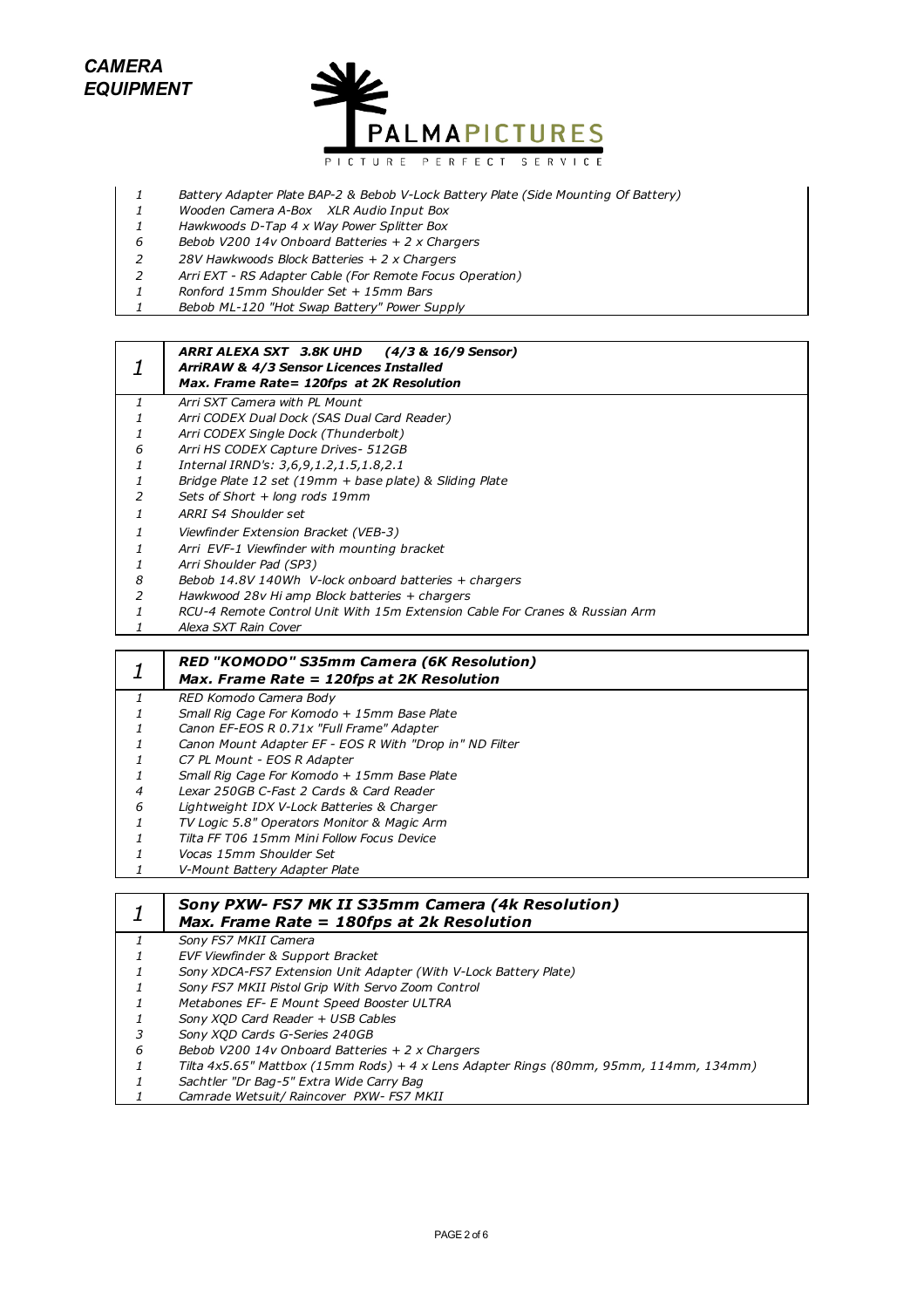# CAMERA EQUIPMENT

PALMAPICTURES

PICTURE PERFECT SERVICE

| Qty | Item |
|---|---|
| 1 | Battery Adapter Plate BAP-2 & Bebob V-Lock Battery Plate (Side Mounting Of Battery) |
| 1 | Wooden Camera A-Box XLR Audio Input Box |
| 1 | Hawkwoods D-Tap 4 x Way Power Splitter Box |
| 6 | Bebob V200 14v Onboard Batteries + 2 x Chargers |
| 2 | 28V Hawkwoods Block Batteries + 2 x Chargers |
| 2 | Arri EXT - RS Adapter Cable (For Remote Focus Operation) |
| 1 | Ronford 15mm Shoulder Set + 15mm Bars |
| 1 | Bebob ML-120 "Hot Swap Battery" Power Supply |

| 1 | ***ARRI ALEXA SXT 3.8K UHD (4/3 & 16/9 Sensor)***<br>***ArriRAW & 4/3 Sensor Licences Installed***<br>***Max. Frame Rate= 120fps at 2K Resolution*** |
|---|---|
| 1 | Arri SXT Camera with PL Mount |
| 1 | Arri CODEX Dual Dock (SAS Dual Card Reader) |
| 1 | Arri CODEX Single Dock (Thunderbolt) |
| 6 | Arri HS CODEX Capture Drives- 512GB |
| 1 | Internal IRND's: 3,6,9,1.2,1.5,1.8,2.1 |
| 1 | Bridge Plate 12 set (19mm + base plate) & Sliding Plate |
| 2 | Sets of Short + long rods 19mm |
| 1 | ARRI S4 Shoulder set |
| 1 | Viewfinder Extension Bracket (VEB-3) |
| 1 | Arri EVF-1 Viewfinder with mounting bracket |
| 1 | Arri Shoulder Pad (SP3) |
| 8 | Bebob 14.8V 140Wh V-lock onboard batteries + chargers |
| 2 | Hawkwood 28v Hi amp Block batteries + chargers |
| 1 | RCU-4 Remote Control Unit With 15m Extension Cable For Cranes & Russian Arm |
| 1 | Alexa SXT Rain Cover |

| 1 | ***RED "KOMODO" S35mm Camera (6K Resolution)***<br>***Max. Frame Rate = 120fps at 2K Resolution*** |
|---|---|
| 1 | RED Komodo Camera Body |
| 1 | Small Rig Cage For Komodo + 15mm Base Plate |
| 1 | Canon EF-EOS R 0.71x "Full Frame" Adapter |
| 1 | Canon Mount Adapter EF - EOS R With "Drop in" ND Filter |
| 1 | C7 PL Mount - EOS R Adapter |
| 1 | Small Rig Cage For Komodo + 15mm Base Plate |
| 4 | Lexar 250GB C-Fast 2 Cards & Card Reader |
| 6 | Lightweight IDX V-Lock Batteries & Charger |
| 1 | TV Logic 5.8" Operators Monitor & Magic Arm |
| 1 | Tilta FF T06 15mm Mini Follow Focus Device |
| 1 | Vocas 15mm Shoulder Set |
| 1 | V-Mount Battery Adapter Plate |

| 1 | ***Sony PXW- FS7 MK II S35mm Camera (4k Resolution)***<br>***Max. Frame Rate = 180fps at 2k Resolution*** |
|---|---|
| 1 | Sony FS7 MKII Camera |
| 1 | EVF Viewfinder & Support Bracket |
| 1 | Sony XDCA-FS7 Extension Unit Adapter (With V-Lock Battery Plate) |
| 1 | Sony FS7 MKII Pistol Grip With Servo Zoom Control |
| 1 | Metabones EF- E Mount Speed Booster ULTRA |
| 1 | Sony XQD Card Reader + USB Cables |
| 3 | Sony XQD Cards G-Series 240GB |
| 6 | Bebob V200 14v Onboard Batteries + 2 x Chargers |
| 1 | Tilta 4x5.65" Mattbox (15mm Rods) + 4 x Lens Adapter Rings (80mm, 95mm, 114mm, 134mm) |
| 1 | Sachtler "Dr Bag-5" Extra Wide Carry Bag |
| 1 | Camrade Wetsuit/ Raincover PXW- FS7 MKII |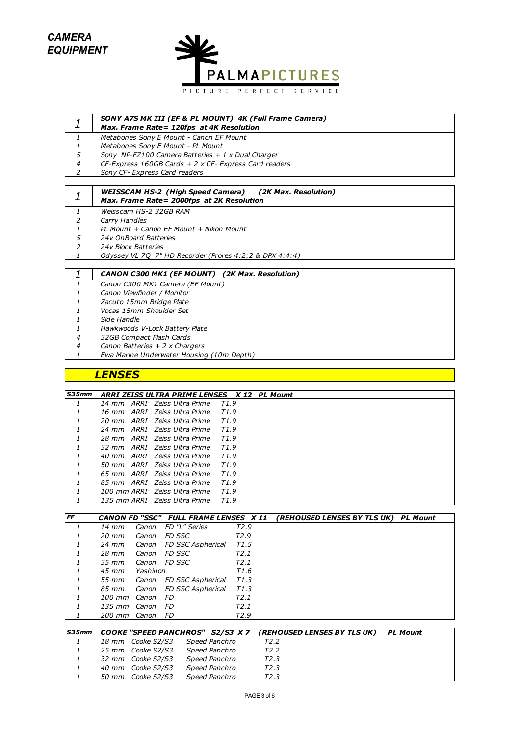# CAMERA EQUIPMENT

PALMAPICTURES
PICTURE PERFECT SERVICE

| 1 | SONY A7S MK III (EF & PL MOUNT) 4K (Full Frame Camera) Max. Frame Rate= 120fps at 4K Resolution |
|---|---|
| 1 | Metabones Sony E Mount - Canon EF Mount |
| 1 | Metabones Sony E Mount - PL Mount |
| 5 | Sony NP-FZ100 Camera Batteries + 1 x Dual Charger |
| 4 | CF-Express 160GB Cards + 2 x CF- Express Card readers |
| 2 | Sony CF- Express Card readers |

| 1 | WEISSCAM HS-2 (High Speed Camera) (2K Max. Resolution) Max. Frame Rate= 2000fps at 2K Resolution |
|---|---|
| 1 | Weisscam HS-2 32GB RAM |
| 2 | Carry Handles |
| 1 | PL Mount + Canon EF Mount + Nikon Mount |
| 5 | 24v OnBoard Batteries |
| 2 | 24v Block Batteries |
| 1 | Odyssey VL 7Q 7" HD Recorder (Prores 4:2:2 & DPX 4:4:4) |

| 1 | CANON C300 MK1 (EF MOUNT) (2K Max. Resolution) |
|---|---|
| 1 | Canon C300 MK1 Camera (EF Mount) |
| 1 | Canon Viewfinder / Monitor |
| 1 | Zacuto 15mm Bridge Plate |
| 1 | Vocas 15mm Shoulder Set |
| 1 | Side Handle |
| 1 | Hawkwoods V-Lock Battery Plate |
| 4 | 32GB Compact Flash Cards |
| 4 | Canon Batteries + 2 x Chargers |
| 1 | Ewa Marine Underwater Housing (10m Depth) |

## LENSES

| S35mm | ARRI ZEISS ULTRA PRIME LENSES X 12 PL Mount | |
|---|---|---|
| 1 | 14 mm ARRI Zeiss Ultra Prime | T1.9 |
| 1 | 16 mm ARRI Zeiss Ultra Prime | T1.9 |
| 1 | 20 mm ARRI Zeiss Ultra Prime | T1.9 |
| 1 | 24 mm ARRI Zeiss Ultra Prime | T1.9 |
| 1 | 28 mm ARRI Zeiss Ultra Prime | T1.9 |
| 1 | 32 mm ARRI Zeiss Ultra Prime | T1.9 |
| 1 | 40 mm ARRI Zeiss Ultra Prime | T1.9 |
| 1 | 50 mm ARRI Zeiss Ultra Prime | T1.9 |
| 1 | 65 mm ARRI Zeiss Ultra Prime | T1.9 |
| 1 | 85 mm ARRI Zeiss Ultra Prime | T1.9 |
| 1 | 100 mm ARRI Zeiss Ultra Prime | T1.9 |
| 1 | 135 mm ARRI Zeiss Ultra Prime | T1.9 |

| FF | CANON FD "SSC" FULL FRAME LENSES X 11 (REHOUSED LENSES BY TLS UK) PL Mount | | | |
|---|---|---|---|---|
| 1 | 14 mm | Canon | FD "L" Series | T2.9 |
| 1 | 20 mm | Canon | FD SSC | T2.9 |
| 1 | 24 mm | Canon | FD SSC Aspherical | T1.5 |
| 1 | 28 mm | Canon | FD SSC | T2.1 |
| 1 | 35 mm | Canon | FD SSC | T2.1 |
| 1 | 45 mm | Yashinon | | T1.6 |
| 1 | 55 mm | Canon | FD SSC Aspherical | T1.3 |
| 1 | 85 mm | Canon | FD SSC Aspherical | T1.3 |
| 1 | 100 mm | Canon | FD | T2.1 |
| 1 | 135 mm | Canon | FD | T2.1 |
| 1 | 200 mm | Canon | FD | T2.9 |

| S35mm | COOKE "SPEED PANCHROS" S2/S3 X 7 (REHOUSED LENSES BY TLS UK) PL Mount | | | |
|---|---|---|---|---|
| 1 | 18 mm | Cooke S2/S3 | Speed Panchro | T2.2 |
| 1 | 25 mm | Cooke S2/S3 | Speed Panchro | T2.2 |
| 1 | 32 mm | Cooke S2/S3 | Speed Panchro | T2.3 |
| 1 | 40 mm | Cooke S2/S3 | Speed Panchro | T2.3 |
| 1 | 50 mm | Cooke S2/S3 | Speed Panchro | T2.3 |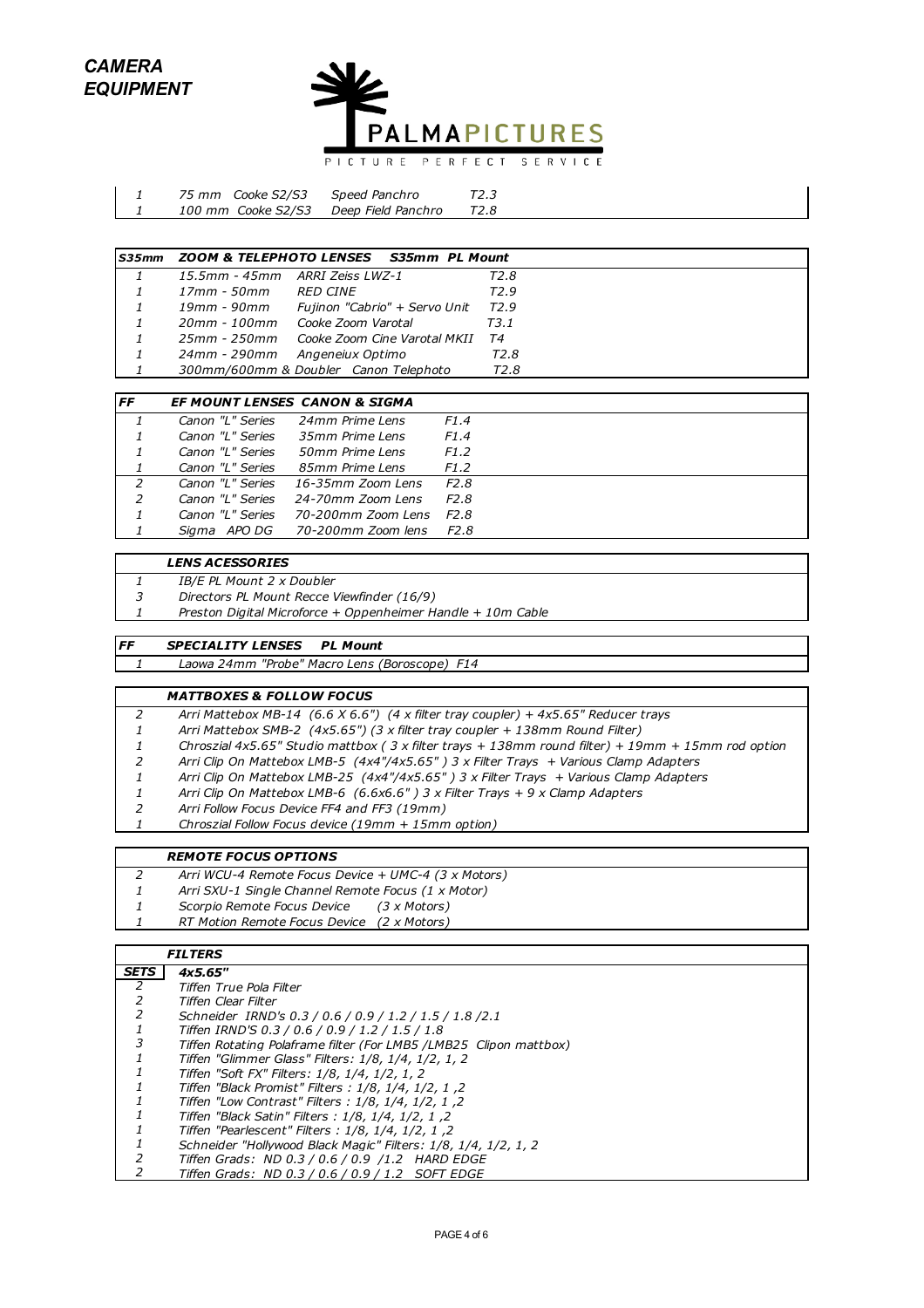# CAMERA EQUIPMENT

PALMAPICTURES

PICTURE PERFECT SERVICE

| | | | |
|---|---|---|---|
| 1 | 75 mm Cooke S2/S3 | Speed Panchro | T2.3 |
| 1 | 100 mm Cooke S2/S3 | Deep Field Panchro | T2.8 |

| S35mm | ZOOM & TELEPHOTO LENSES | S35mm PL Mount | |
|---|---|---|---|
| 1 | 15.5mm - 45mm | ARRI Zeiss LWZ-1 | T2.8 |
| 1 | 17mm - 50mm | RED CINE | T2.9 |
| 1 | 19mm - 90mm | Fujinon "Cabrio" + Servo Unit | T2.9 |
| 1 | 20mm - 100mm | Cooke Zoom Varotal | T3.1 |
| 1 | 25mm - 250mm | Cooke Zoom Cine Varotal MKII | T4 |
| 1 | 24mm - 290mm | Angeneiux Optimo | T2.8 |
| 1 | 300mm/600mm & Doubler | Canon Telephoto | T2.8 |

| FF | EF MOUNT LENSES CANON & SIGMA | | |
|---|---|---|---|
| 1 | Canon "L" Series | 24mm Prime Lens | F1.4 |
| 1 | Canon "L" Series | 35mm Prime Lens | F1.4 |
| 1 | Canon "L" Series | 50mm Prime Lens | F1.2 |
| 1 | Canon "L" Series | 85mm Prime Lens | F1.2 |
| 2 | Canon "L" Series | 16-35mm Zoom Lens | F2.8 |
| 2 | Canon "L" Series | 24-70mm Zoom Lens | F2.8 |
| 1 | Canon "L" Series | 70-200mm Zoom Lens | F2.8 |
| 1 | Sigma APO DG | 70-200mm Zoom lens | F2.8 |

| | LENS ACESSORIES |
|---|---|
| 1 | IB/E PL Mount 2 x Doubler |
| 3 | Directors PL Mount Recce Viewfinder (16/9) |
| 1 | Preston Digital Microforce + Oppenheimer Handle + 10m Cable |

| FF | SPECIALITY LENSES PL Mount |
|---|---|
| 1 | Laowa 24mm "Probe" Macro Lens (Boroscope) F14 |

| | MATTBOXES & FOLLOW FOCUS |
|---|---|
| 2 | Arri Mattebox MB-14 (6.6 X 6.6") (4 x filter tray coupler) + 4x5.65" Reducer trays |
| 1 | Arri Mattebox SMB-2 (4x5.65") (3 x filter tray coupler + 138mm Round Filter) |
| 1 | Chroszial 4x5.65" Studio mattbox ( 3 x filter trays + 138mm round filter) + 19mm + 15mm rod option |
| 2 | Arri Clip On Mattebox LMB-5 (4x4"/4x5.65" ) 3 x Filter Trays + Various Clamp Adapters |
| 1 | Arri Clip On Mattebox LMB-25 (4x4"/4x5.65" ) 3 x Filter Trays + Various Clamp Adapters |
| 1 | Arri Clip On Mattebox LMB-6 (6.6x6.6" ) 3 x Filter Trays + 9 x Clamp Adapters |
| 2 | Arri Follow Focus Device FF4 and FF3 (19mm) |
| 1 | Chroszial Follow Focus device (19mm + 15mm option) |

| | REMOTE FOCUS OPTIONS |
|---|---|
| 2 | Arri WCU-4 Remote Focus Device + UMC-4 (3 x Motors) |
| 1 | Arri SXU-1 Single Channel Remote Focus (1 x Motor) |
| 1 | Scorpio Remote Focus Device (3 x Motors) |
| 1 | RT Motion Remote Focus Device (2 x Motors) |

| | FILTERS |
|---|---|
| SETS | 4x5.65" |
| 2 | Tiffen True Pola Filter |
| 2 | Tiffen Clear Filter |
| 2 | Schneider IRND's 0.3 / 0.6 / 0.9 / 1.2 / 1.5 / 1.8 /2.1 |
| 1 | Tiffen IRND'S 0.3 / 0.6 / 0.9 / 1.2 / 1.5 / 1.8 |
| 3 | Tiffen Rotating Polaframe filter (For LMB5 /LMB25 Clipon mattbox) |
| 1 | Tiffen "Glimmer Glass" Filters: 1/8, 1/4, 1/2, 1, 2 |
| 1 | Tiffen "Soft FX" Filters: 1/8, 1/4, 1/2, 1, 2 |
| 1 | Tiffen "Black Promist" Filters : 1/8, 1/4, 1/2, 1 ,2 |
| 1 | Tiffen "Low Contrast" Filters : 1/8, 1/4, 1/2, 1 ,2 |
| 1 | Tiffen "Black Satin" Filters : 1/8, 1/4, 1/2, 1 ,2 |
| 1 | Tiffen "Pearlescent" Filters : 1/8, 1/4, 1/2, 1 ,2 |
| 1 | Schneider "Hollywood Black Magic" Filters: 1/8, 1/4, 1/2, 1, 2 |
| 2 | Tiffen Grads: ND 0.3 / 0.6 / 0.9 /1.2 HARD EDGE |
| 2 | Tiffen Grads: ND 0.3 / 0.6 / 0.9 / 1.2 SOFT EDGE |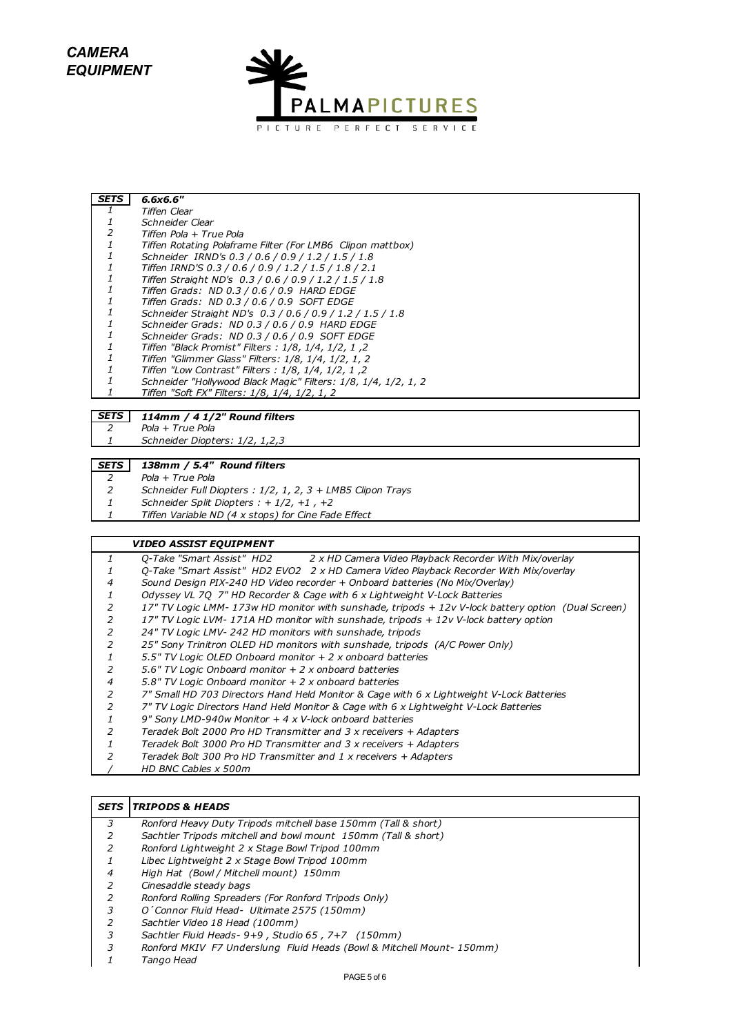***CAMERA EQUIPMENT***

PALMAPICTURES
PICTURE PERFECT SERVICE

| *SETS* | *6.6x6.6"* |
|---|---|
| *1* | *Tiffen Clear* |
| *1* | *Schneider Clear* |
| *2* | *Tiffen Pola + True Pola* |
| *1* | *Tiffen Rotating Polaframe Filter (For LMB6 Clipon mattbox)* |
| *1* | *Schneider IRND's 0.3 / 0.6 / 0.9 / 1.2 / 1.5 / 1.8* |
| *1* | *Tiffen IRND'S 0.3 / 0.6 / 0.9 / 1.2 / 1.5 / 1.8 / 2.1* |
| *1* | *Tiffen Straight ND's 0.3 / 0.6 / 0.9 / 1.2 / 1.5 / 1.8* |
| *1* | *Tiffen Grads: ND 0.3 / 0.6 / 0.9 HARD EDGE* |
| *1* | *Tiffen Grads: ND 0.3 / 0.6 / 0.9 SOFT EDGE* |
| *1* | *Schneider Straight ND's 0.3 / 0.6 / 0.9 / 1.2 / 1.5 / 1.8* |
| *1* | *Schneider Grads: ND 0.3 / 0.6 / 0.9 HARD EDGE* |
| *1* | *Schneider Grads: ND 0.3 / 0.6 / 0.9 SOFT EDGE* |
| *1* | *Tiffen "Black Promist" Filters : 1/8, 1/4, 1/2, 1 ,2* |
| *1* | *Tiffen "Glimmer Glass" Filters: 1/8, 1/4, 1/2, 1, 2* |
| *1* | *Tiffen "Low Contrast" Filters : 1/8, 1/4, 1/2, 1 ,2* |
| *1* | *Schneider "Hollywood Black Magic" Filters: 1/8, 1/4, 1/2, 1, 2* |
| *1* | *Tiffen "Soft FX" Filters: 1/8, 1/4, 1/2, 1, 2* |

| *SETS* | *114mm / 4 1/2" Round filters* |
|---|---|
| *2* | *Pola + True Pola* |
| *1* | *Schneider Diopters: 1/2, 1,2,3* |

| *SETS* | *138mm / 5.4" Round filters* |
|---|---|
| *2* | *Pola + True Pola* |
| *2* | *Schneider Full Diopters : 1/2, 1, 2, 3 + LMB5 Clipon Trays* |
| *1* | *Schneider Split Diopters : + 1/2, +1 , +2* |
| *1* | *Tiffen Variable ND (4 x stops) for Cine Fade Effect* |

| | *VIDEO ASSIST EQUIPMENT* |
|---|---|
| *1* | *Q-Take "Smart Assist" HD2 2 x HD Camera Video Playback Recorder With Mix/overlay* |
| *1* | *Q-Take "Smart Assist" HD2 EVO2 2 x HD Camera Video Playback Recorder With Mix/overlay* |
| *4* | *Sound Design PIX-240 HD Video recorder + Onboard batteries (No Mix/Overlay)* |
| *1* | *Odyssey VL 7Q 7" HD Recorder & Cage with 6 x Lightweight V-Lock Batteries* |
| *2* | *17" TV Logic LMM- 173w HD monitor with sunshade, tripods + 12v V-lock battery option (Dual Screen)* |
| *2* | *17" TV Logic LVM- 171A HD monitor with sunshade, tripods + 12v V-lock battery option* |
| *2* | *24" TV Logic LMV- 242 HD monitors with sunshade, tripods* |
| *2* | *25" Sony Trinitron OLED HD monitors with sunshade, tripods (A/C Power Only)* |
| *1* | *5.5" TV Logic OLED Onboard monitor + 2 x onboard batteries* |
| *2* | *5.6" TV Logic Onboard monitor + 2 x onboard batteries* |
| *4* | *5.8" TV Logic Onboard monitor + 2 x onboard batteries* |
| *2* | *7" Small HD 703 Directors Hand Held Monitor & Cage with 6 x Lightweight V-Lock Batteries* |
| *2* | *7" TV Logic Directors Hand Held Monitor & Cage with 6 x Lightweight V-Lock Batteries* |
| *1* | *9" Sony LMD-940w Monitor + 4 x V-lock onboard batteries* |
| *2* | *Teradek Bolt 2000 Pro HD Transmitter and 3 x receivers + Adapters* |
| *1* | *Teradek Bolt 3000 Pro HD Transmitter and 3 x receivers + Adapters* |
| *2* | *Teradek Bolt 300 Pro HD Transmitter and 1 x receivers + Adapters* |
| */* | *HD BNC Cables x 500m* |

| *SETS* | *TRIPODS & HEADS* |
|---|---|
| *3* | *Ronford Heavy Duty Tripods mitchell base 150mm (Tall & short)* |
| *2* | *Sachtler Tripods mitchell and bowl mount 150mm (Tall & short)* |
| *2* | *Ronford Lightweight 2 x Stage Bowl Tripod 100mm* |
| *1* | *Libec Lightweight 2 x Stage Bowl Tripod 100mm* |
| *4* | *High Hat (Bowl / Mitchell mount) 150mm* |
| *2* | *Cinesaddle steady bags* |
| *2* | *Ronford Rolling Spreaders (For Ronford Tripods Only)* |
| *3* | *O´Connor Fluid Head- Ultimate 2575 (150mm)* |
| *2* | *Sachtler Video 18 Head (100mm)* |
| *3* | *Sachtler Fluid Heads- 9+9 , Studio 65 , 7+7 (150mm)* |
| *3* | *Ronford MKIV F7 Underslung Fluid Heads (Bowl & Mitchell Mount- 150mm)* |
| *1* | *Tango Head* |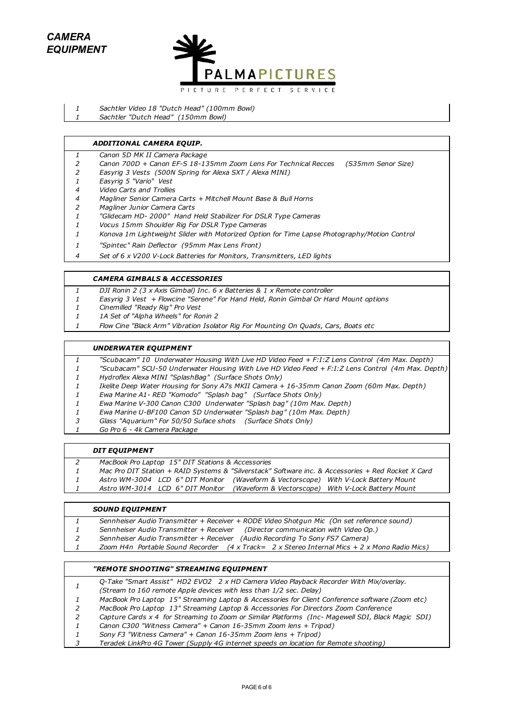## CAMERA EQUIPMENT

PALMAPICTURES

PICTURE PERFECT SERVICE

| | |
|---|---|
| 1 | Sachtler Video 18 "Dutch Head" (100mm Bowl) |
| 1 | Sachtler "Dutch Head" (150mm Bowl) |

| | ADDITIONAL CAMERA EQUIP. |
|---|---|
| 1 | Canon 5D MK II Camera Package |
| 2 | Canon 700D + Canon EF-S 18-135mm Zoom Lens For Technical Recces (S35mm Senor Size) |
| 2 | Easyrig 3 Vests (500N Spring for Alexa SXT / Alexa MINI) |
| 1 | Easyrig 5 "Vario" Vest |
| 4 | Video Carts and Trollies |
| 4 | Magliner Senior Camera Carts + Mitchell Mount Base & Bull Horns |
| 2 | Magliner Junior Camera Carts |
| 1 | "Glidecam HD- 2000" Hand Held Stabilizer For DSLR Type Cameras |
| 1 | Vocus 15mm Shoulder Rig For DSLR Type Cameras |
| 1 | Konova 1m Lightweight Slider with Motorized Option for Time Lapse Photography/Motion Control |
| 1 | "Spintec" Rain Deflector (95mm Max Lens Front) |
| 4 | Set of 6 x V200 V-Lock Batteries for Monitors, Transmitters, LED lights |

| | CAMERA GIMBALS & ACCESSORIES |
|---|---|
| 1 | DJI Ronin 2 (3 x Axis Gimbal) Inc. 6 x Batteries & 1 x Remote controller |
| 1 | Easyrig 3 Vest + Flowcine "Serene" For Hand Held, Ronin Gimbal Or Hard Mount options |
| 1 | Cinemilled "Ready Rig" Pro Vest |
| 1 | 1A Set of "Alpha Wheels" for Ronin 2 |
| 1 | Flow Cine "Black Arm" Vibration Isolator Rig For Mounting On Quads, Cars, Boats etc |

| | UNDERWATER EQUIPMENT |
|---|---|
| 1 | "Scubacam" 10 Underwater Housing With Live HD Video Feed + F:I:Z Lens Control (4m Max. Depth) |
| 1 | "Scubacam" SCU-50 Underwater Housing With Live HD Video Feed + F:I:Z Lens Control (4m Max. Depth) |
| 1 | Hydroflex Alexa MINI "SplashBag" (Surface Shots Only) |
| 1 | Ikelite Deep Water Housing for Sony A7s MKII Camera + 16-35mm Canon Zoom (60m Max. Depth) |
| 1 | Ewa Marine A1- RED "Komodo" "Splash bag" (Surface Shots Only) |
| 1 | Ewa Marine V-300 Canon C300 Underwater "Splash bag" (10m Max. Depth) |
| 1 | Ewa Marine U-BF100 Canon 5D Underwater "Splash bag" (10m Max. Depth) |
| 3 | Glass "Aquarium" For 50/50 Suface shots (Surface Shots Only) |
| 1 | Go Pro 6 - 4k Camera Package |

| | DIT EQUIPMENT |
|---|---|
| 2 | MacBook Pro Laptop 15" DIT Stations & Accessories |
| 1 | Mac Pro DIT Station + RAID Systems & "Silverstack" Software inc. & Accessories + Red Rocket X Card |
| 1 | Astro WM-3004 LCD 6" DIT Monitor (Waveform & Vectorscope) With V-Lock Battery Mount |
| 1 | Astro WM-3014 LCD 6" DIT Monitor (Waveform & Vectorscope) With V-Lock Battery Mount |

| | SOUND EQUIPMENT |
|---|---|
| 1 | Sennheiser Audio Transmitter + Receiver + RODE Video Shotgun Mic (On set reference sound) |
| 1 | Sennheiser Audio Transmitter + Receiver (Director communication with Video Op.) |
| 2 | Sennheiser Audio Transmitter + Receiver (Audio Recording To Sony FS7 Camera) |
| 1 | Zoom H4n Portable Sound Recorder (4 x Track= 2 x Stereo Internal Mics + 2 x Mono Radio Mics) |

| | "REMOTE SHOOTING" STREAMING EQUIPMENT |
|---|---|
| 1 | Q-Take "Smart Assist" HD2 EVO2 2 x HD Camera Video Playback Recorder With Mix/overlay. (Stream to 160 remote Apple devices with less than 1/2 sec. Delay) |
| 1 | MacBook Pro Laptop 15" Streaming Laptop & Accessories for Client Conference software (Zoom etc) |
| 2 | MacBook Pro Laptop 13" Streaming Laptop & Accessories For Directors Zoom Conference |
| 2 | Capture Cards x 4 for Streaming to Zoom or Similar Platforms (Inc- Magewell SDI, Black Magic SDI) |
| 1 | Canon C300 "Witness Camera" + Canon 16-35mm Zoom lens + Tripod) |
| 1 | Sony F3 "Witness Camera" + Canon 16-35mm Zoom lens + Tripod) |
| 3 | Teradek LinkPro 4G Tower (Supply 4G internet speeds on location for Remote shooting) |